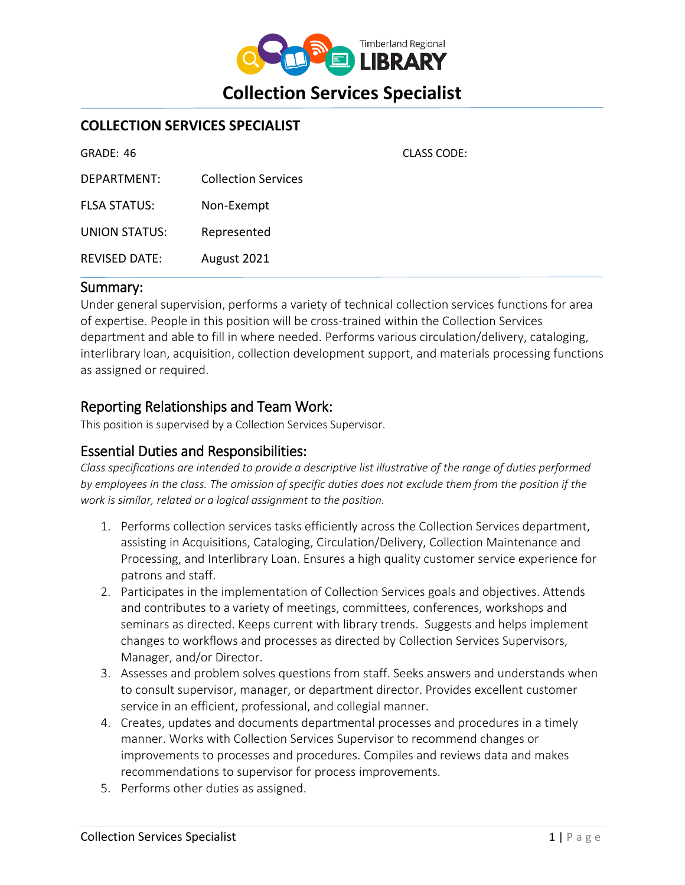Timberland Regional LIBRARY

# Collection Services Specialist

## COLLECTION SERVICES SPECIALIST

| | | |
|---|---|---|
| GRADE: 46 | | CLASS CODE: |
| DEPARTMENT: | Collection Services | |
| FLSA STATUS: | Non-Exempt | |
| UNION STATUS: | Represented | |
| REVISED DATE: | August 2021 | |

## Summary:

Under general supervision, performs a variety of technical collection services functions for area of expertise. People in this position will be cross-trained within the Collection Services department and able to fill in where needed. Performs various circulation/delivery, cataloging, interlibrary loan, acquisition, collection development support, and materials processing functions as assigned or required.

## Reporting Relationships and Team Work:

This position is supervised by a Collection Services Supervisor.

## Essential Duties and Responsibilities:

*Class specifications are intended to provide a descriptive list illustrative of the range of duties performed by employees in the class. The omission of specific duties does not exclude them from the position if the work is similar, related or a logical assignment to the position.*

1. Performs collection services tasks efficiently across the Collection Services department, assisting in Acquisitions, Cataloging, Circulation/Delivery, Collection Maintenance and Processing, and Interlibrary Loan. Ensures a high quality customer service experience for patrons and staff.
2. Participates in the implementation of Collection Services goals and objectives. Attends and contributes to a variety of meetings, committees, conferences, workshops and seminars as directed. Keeps current with library trends. Suggests and helps implement changes to workflows and processes as directed by Collection Services Supervisors, Manager, and/or Director.
3. Assesses and problem solves questions from staff. Seeks answers and understands when to consult supervisor, manager, or department director. Provides excellent customer service in an efficient, professional, and collegial manner.
4. Creates, updates and documents departmental processes and procedures in a timely manner. Works with Collection Services Supervisor to recommend changes or improvements to processes and procedures. Compiles and reviews data and makes recommendations to supervisor for process improvements.
5. Performs other duties as assigned.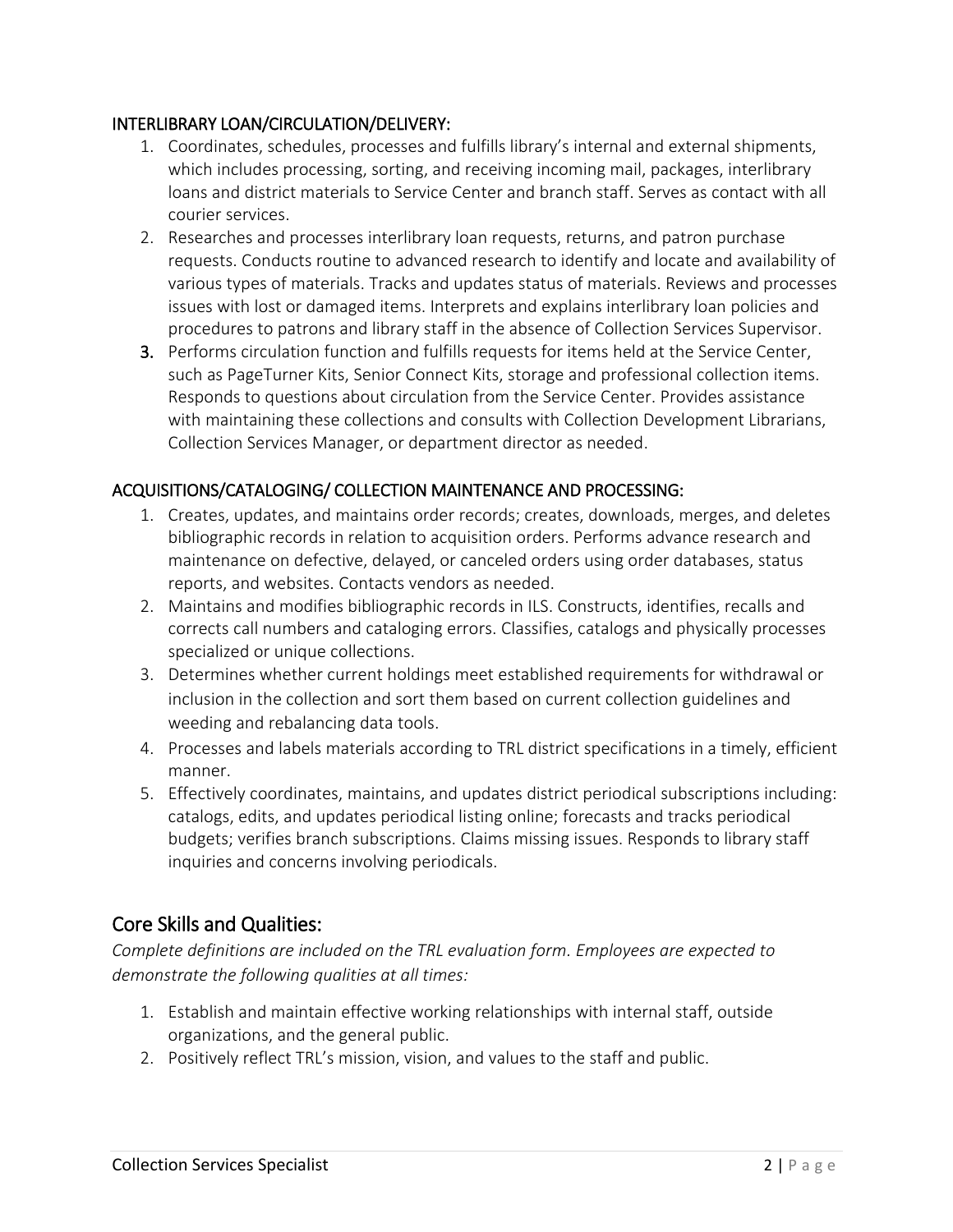INTERLIBRARY LOAN/CIRCULATION/DELIVERY:

1. Coordinates, schedules, processes and fulfills library's internal and external shipments, which includes processing, sorting, and receiving incoming mail, packages, interlibrary loans and district materials to Service Center and branch staff. Serves as contact with all courier services.
2. Researches and processes interlibrary loan requests, returns, and patron purchase requests. Conducts routine to advanced research to identify and locate and availability of various types of materials. Tracks and updates status of materials. Reviews and processes issues with lost or damaged items. Interprets and explains interlibrary loan policies and procedures to patrons and library staff in the absence of Collection Services Supervisor.
3. Performs circulation function and fulfills requests for items held at the Service Center, such as PageTurner Kits, Senior Connect Kits, storage and professional collection items. Responds to questions about circulation from the Service Center. Provides assistance with maintaining these collections and consults with Collection Development Librarians, Collection Services Manager, or department director as needed.

ACQUISITIONS/CATALOGING/ COLLECTION MAINTENANCE AND PROCESSING:

1. Creates, updates, and maintains order records; creates, downloads, merges, and deletes bibliographic records in relation to acquisition orders. Performs advance research and maintenance on defective, delayed, or canceled orders using order databases, status reports, and websites. Contacts vendors as needed.
2. Maintains and modifies bibliographic records in ILS. Constructs, identifies, recalls and corrects call numbers and cataloging errors. Classifies, catalogs and physically processes specialized or unique collections.
3. Determines whether current holdings meet established requirements for withdrawal or inclusion in the collection and sort them based on current collection guidelines and weeding and rebalancing data tools.
4. Processes and labels materials according to TRL district specifications in a timely, efficient manner.
5. Effectively coordinates, maintains, and updates district periodical subscriptions including: catalogs, edits, and updates periodical listing online; forecasts and tracks periodical budgets; verifies branch subscriptions. Claims missing issues. Responds to library staff inquiries and concerns involving periodicals.

## Core Skills and Qualities:

*Complete definitions are included on the TRL evaluation form. Employees are expected to demonstrate the following qualities at all times:*

1. Establish and maintain effective working relationships with internal staff, outside organizations, and the general public.
2. Positively reflect TRL's mission, vision, and values to the staff and public.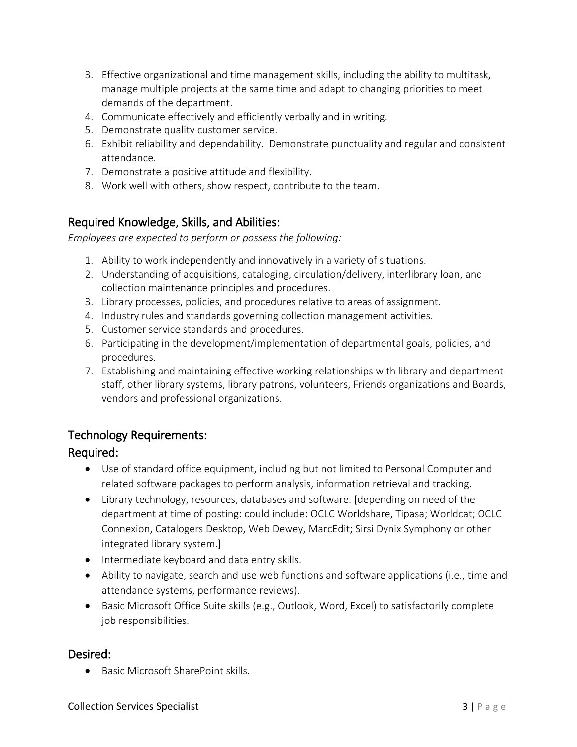3. Effective organizational and time management skills, including the ability to multitask, manage multiple projects at the same time and adapt to changing priorities to meet demands of the department.
4. Communicate effectively and efficiently verbally and in writing.
5. Demonstrate quality customer service.
6. Exhibit reliability and dependability. Demonstrate punctuality and regular and consistent attendance.
7. Demonstrate a positive attitude and flexibility.
8. Work well with others, show respect, contribute to the team.

## Required Knowledge, Skills, and Abilities:

*Employees are expected to perform or possess the following:*

1. Ability to work independently and innovatively in a variety of situations.
2. Understanding of acquisitions, cataloging, circulation/delivery, interlibrary loan, and collection maintenance principles and procedures.
3. Library processes, policies, and procedures relative to areas of assignment.
4. Industry rules and standards governing collection management activities.
5. Customer service standards and procedures.
6. Participating in the development/implementation of departmental goals, policies, and procedures.
7. Establishing and maintaining effective working relationships with library and department staff, other library systems, library patrons, volunteers, Friends organizations and Boards, vendors and professional organizations.

## Technology Requirements:

## Required:

- Use of standard office equipment, including but not limited to Personal Computer and related software packages to perform analysis, information retrieval and tracking.
- Library technology, resources, databases and software. [depending on need of the department at time of posting: could include: OCLC Worldshare, Tipasa; Worldcat; OCLC Connexion, Catalogers Desktop, Web Dewey, MarcEdit; Sirsi Dynix Symphony or other integrated library system.]
- Intermediate keyboard and data entry skills.
- Ability to navigate, search and use web functions and software applications (i.e., time and attendance systems, performance reviews).
- Basic Microsoft Office Suite skills (e.g., Outlook, Word, Excel) to satisfactorily complete job responsibilities.

## Desired:

- Basic Microsoft SharePoint skills.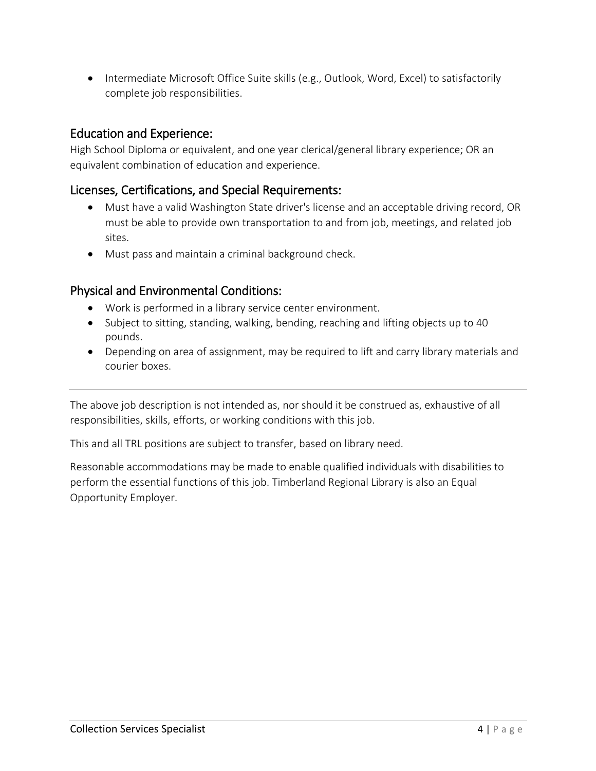- Intermediate Microsoft Office Suite skills (e.g., Outlook, Word, Excel) to satisfactorily complete job responsibilities.

## Education and Experience:

High School Diploma or equivalent, and one year clerical/general library experience; OR an equivalent combination of education and experience.

## Licenses, Certifications, and Special Requirements:

- Must have a valid Washington State driver's license and an acceptable driving record, OR must be able to provide own transportation to and from job, meetings, and related job sites.
- Must pass and maintain a criminal background check.

## Physical and Environmental Conditions:

- Work is performed in a library service center environment.
- Subject to sitting, standing, walking, bending, reaching and lifting objects up to 40 pounds.
- Depending on area of assignment, may be required to lift and carry library materials and courier boxes.

---

The above job description is not intended as, nor should it be construed as, exhaustive of all responsibilities, skills, efforts, or working conditions with this job.

This and all TRL positions are subject to transfer, based on library need.

Reasonable accommodations may be made to enable qualified individuals with disabilities to perform the essential functions of this job. Timberland Regional Library is also an Equal Opportunity Employer.